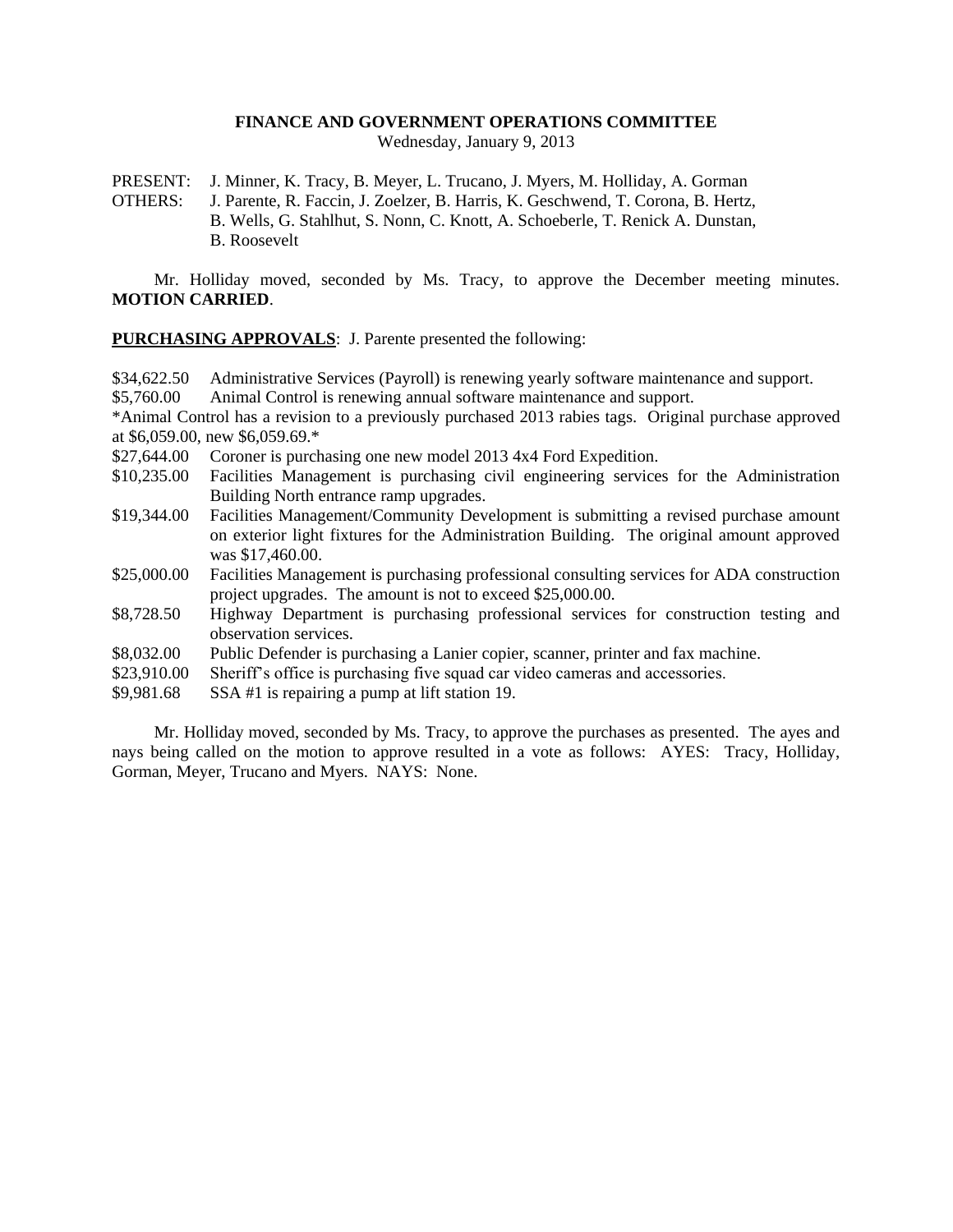**FINANCE AND GOVERNMENT OPERATIONS COMMITTEE**
Wednesday, January 9, 2013

PRESENT: J. Minner, K. Tracy, B. Meyer, L. Trucano, J. Myers, M. Holliday, A. Gorman
OTHERS: J. Parente, R. Faccin, J. Zoelzer, B. Harris, K. Geschwend, T. Corona, B. Hertz, B. Wells, G. Stahlhut, S. Nonn, C. Knott, A. Schoeberle, T. Renick A. Dunstan, B. Roosevelt

Mr. Holliday moved, seconded by Ms. Tracy, to approve the December meeting minutes. **MOTION CARRIED**.

**PURCHASING APPROVALS**: J. Parente presented the following:

$34,622.50 Administrative Services (Payroll) is renewing yearly software maintenance and support.
$5,760.00 Animal Control is renewing annual software maintenance and support.
*Animal Control has a revision to a previously purchased 2013 rabies tags. Original purchase approved at $6,059.00, new $6,059.69.*
$27,644.00 Coroner is purchasing one new model 2013 4x4 Ford Expedition.
$10,235.00 Facilities Management is purchasing civil engineering services for the Administration Building North entrance ramp upgrades.
$19,344.00 Facilities Management/Community Development is submitting a revised purchase amount on exterior light fixtures for the Administration Building. The original amount approved was $17,460.00.
$25,000.00 Facilities Management is purchasing professional consulting services for ADA construction project upgrades. The amount is not to exceed $25,000.00.
$8,728.50 Highway Department is purchasing professional services for construction testing and observation services.
$8,032.00 Public Defender is purchasing a Lanier copier, scanner, printer and fax machine.
$23,910.00 Sheriff's office is purchasing five squad car video cameras and accessories.
$9,981.68 SSA #1 is repairing a pump at lift station 19.

Mr. Holliday moved, seconded by Ms. Tracy, to approve the purchases as presented. The ayes and nays being called on the motion to approve resulted in a vote as follows: AYES: Tracy, Holliday, Gorman, Meyer, Trucano and Myers. NAYS: None.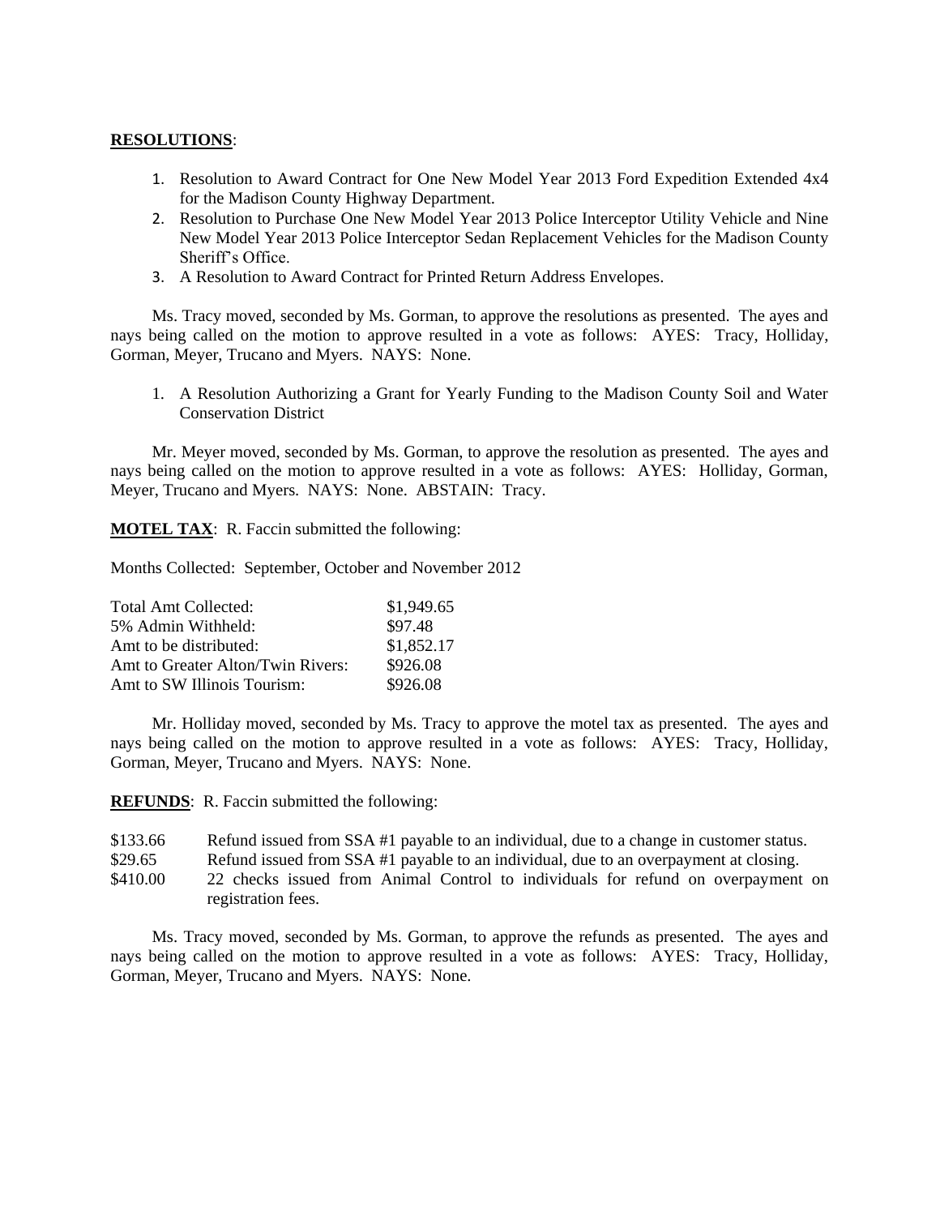**RESOLUTIONS**:

1. Resolution to Award Contract for One New Model Year 2013 Ford Expedition Extended 4x4 for the Madison County Highway Department.
2. Resolution to Purchase One New Model Year 2013 Police Interceptor Utility Vehicle and Nine New Model Year 2013 Police Interceptor Sedan Replacement Vehicles for the Madison County Sheriff's Office.
3. A Resolution to Award Contract for Printed Return Address Envelopes.

Ms. Tracy moved, seconded by Ms. Gorman, to approve the resolutions as presented. The ayes and nays being called on the motion to approve resulted in a vote as follows: AYES: Tracy, Holliday, Gorman, Meyer, Trucano and Myers. NAYS: None.

1. A Resolution Authorizing a Grant for Yearly Funding to the Madison County Soil and Water Conservation District

Mr. Meyer moved, seconded by Ms. Gorman, to approve the resolution as presented. The ayes and nays being called on the motion to approve resulted in a vote as follows: AYES: Holliday, Gorman, Meyer, Trucano and Myers. NAYS: None. ABSTAIN: Tracy.

**MOTEL TAX**: R. Faccin submitted the following:

Months Collected: September, October and November 2012

| | |
|---|---|
| Total Amt Collected: | $1,949.65 |
| 5% Admin Withheld: | $97.48 |
| Amt to be distributed: | $1,852.17 |
| Amt to Greater Alton/Twin Rivers: | $926.08 |
| Amt to SW Illinois Tourism: | $926.08 |

Mr. Holliday moved, seconded by Ms. Tracy to approve the motel tax as presented. The ayes and nays being called on the motion to approve resulted in a vote as follows: AYES: Tracy, Holliday, Gorman, Meyer, Trucano and Myers. NAYS: None.

**REFUNDS**: R. Faccin submitted the following:

| | |
|---|---|
| $133.66 | Refund issued from SSA #1 payable to an individual, due to a change in customer status. |
| $29.65 | Refund issued from SSA #1 payable to an individual, due to an overpayment at closing. |
| $410.00 | 22 checks issued from Animal Control to individuals for refund on overpayment on registration fees. |

Ms. Tracy moved, seconded by Ms. Gorman, to approve the refunds as presented. The ayes and nays being called on the motion to approve resulted in a vote as follows: AYES: Tracy, Holliday, Gorman, Meyer, Trucano and Myers. NAYS: None.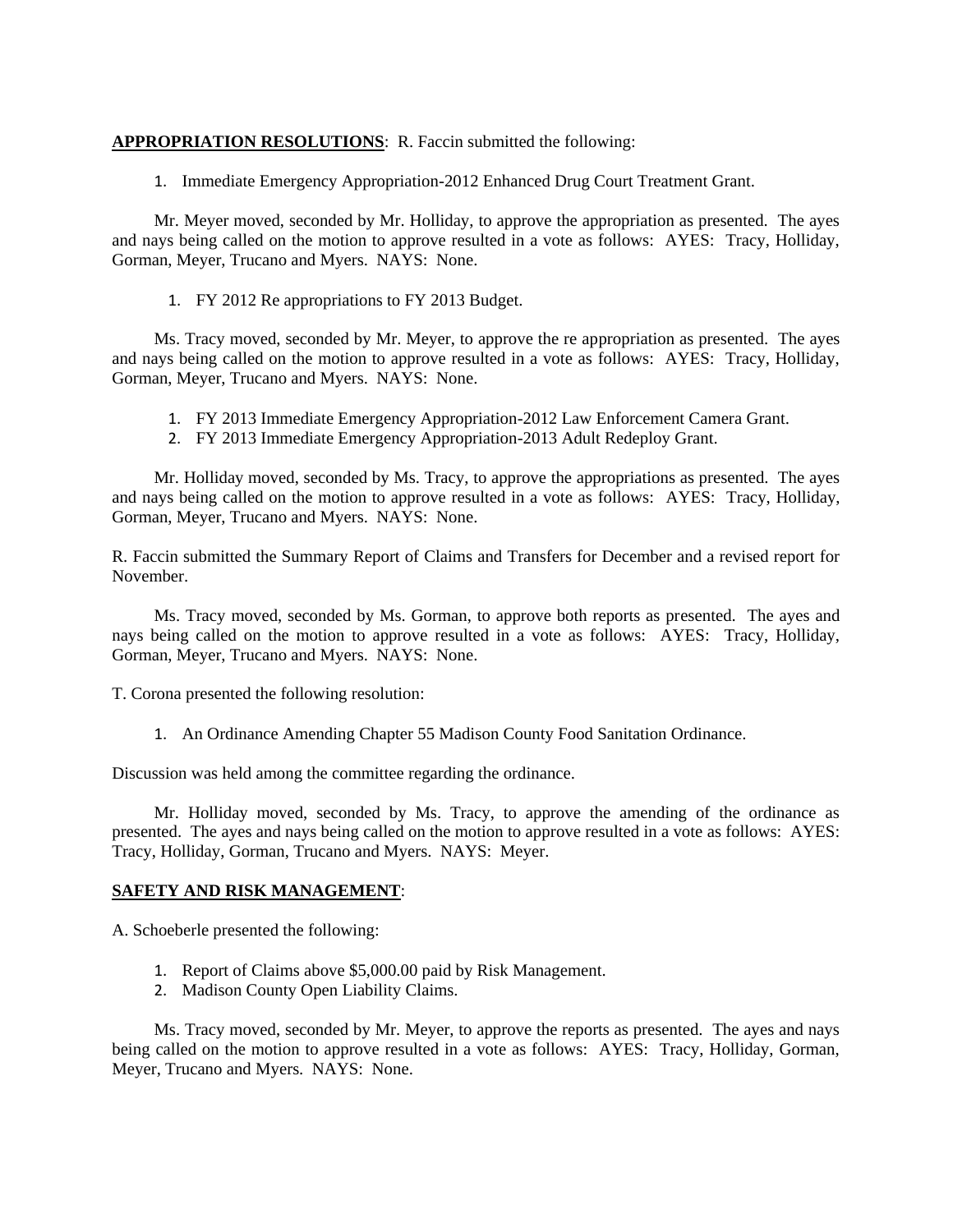**APPROPRIATION RESOLUTIONS**: R. Faccin submitted the following:

1. Immediate Emergency Appropriation-2012 Enhanced Drug Court Treatment Grant.

Mr. Meyer moved, seconded by Mr. Holliday, to approve the appropriation as presented. The ayes and nays being called on the motion to approve resulted in a vote as follows: AYES: Tracy, Holliday, Gorman, Meyer, Trucano and Myers. NAYS: None.

1. FY 2012 Re appropriations to FY 2013 Budget.

Ms. Tracy moved, seconded by Mr. Meyer, to approve the re appropriation as presented. The ayes and nays being called on the motion to approve resulted in a vote as follows: AYES: Tracy, Holliday, Gorman, Meyer, Trucano and Myers. NAYS: None.

1. FY 2013 Immediate Emergency Appropriation-2012 Law Enforcement Camera Grant.
2. FY 2013 Immediate Emergency Appropriation-2013 Adult Redeploy Grant.

Mr. Holliday moved, seconded by Ms. Tracy, to approve the appropriations as presented. The ayes and nays being called on the motion to approve resulted in a vote as follows: AYES: Tracy, Holliday, Gorman, Meyer, Trucano and Myers. NAYS: None.

R. Faccin submitted the Summary Report of Claims and Transfers for December and a revised report for November.

Ms. Tracy moved, seconded by Ms. Gorman, to approve both reports as presented. The ayes and nays being called on the motion to approve resulted in a vote as follows: AYES: Tracy, Holliday, Gorman, Meyer, Trucano and Myers. NAYS: None.

T. Corona presented the following resolution:

1. An Ordinance Amending Chapter 55 Madison County Food Sanitation Ordinance.

Discussion was held among the committee regarding the ordinance.

Mr. Holliday moved, seconded by Ms. Tracy, to approve the amending of the ordinance as presented. The ayes and nays being called on the motion to approve resulted in a vote as follows: AYES: Tracy, Holliday, Gorman, Trucano and Myers. NAYS: Meyer.

**SAFETY AND RISK MANAGEMENT**:

A. Schoeberle presented the following:

1. Report of Claims above $5,000.00 paid by Risk Management.
2. Madison County Open Liability Claims.

Ms. Tracy moved, seconded by Mr. Meyer, to approve the reports as presented. The ayes and nays being called on the motion to approve resulted in a vote as follows: AYES: Tracy, Holliday, Gorman, Meyer, Trucano and Myers. NAYS: None.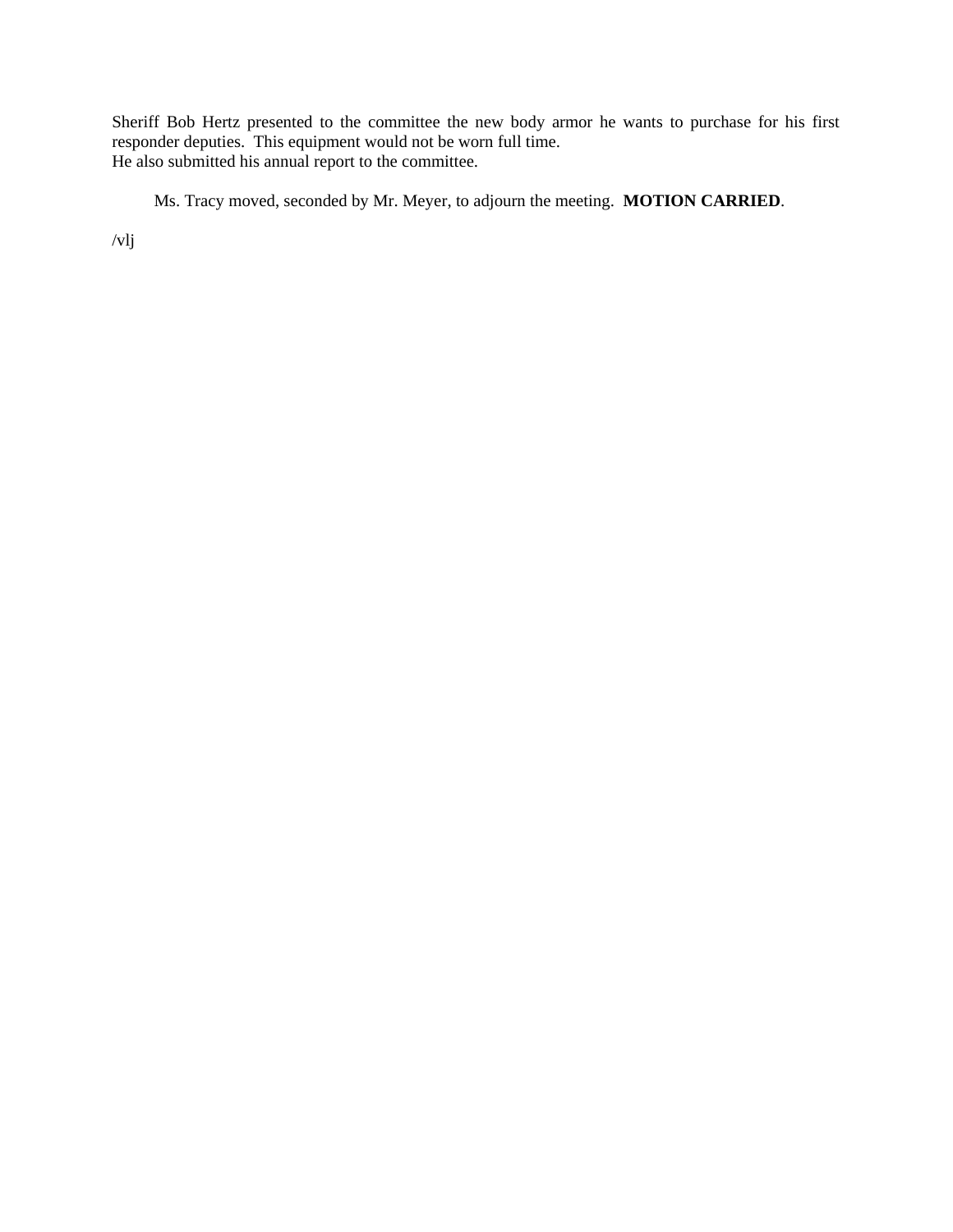Sheriff Bob Hertz presented to the committee the new body armor he wants to purchase for his first responder deputies. This equipment would not be worn full time.
He also submitted his annual report to the committee.

Ms. Tracy moved, seconded by Mr. Meyer, to adjourn the meeting. **MOTION CARRIED**.

/vlj